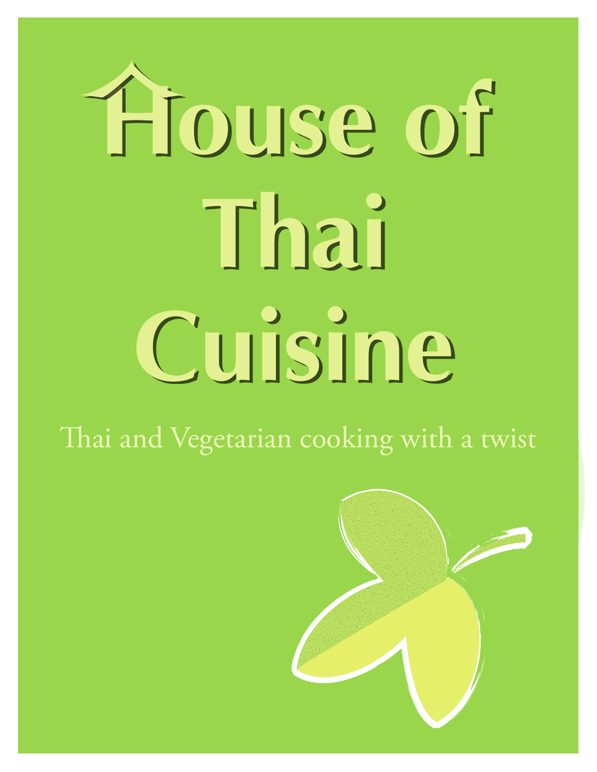# House of Thai Cuisine

Thai and Vegetarian cooking with a twist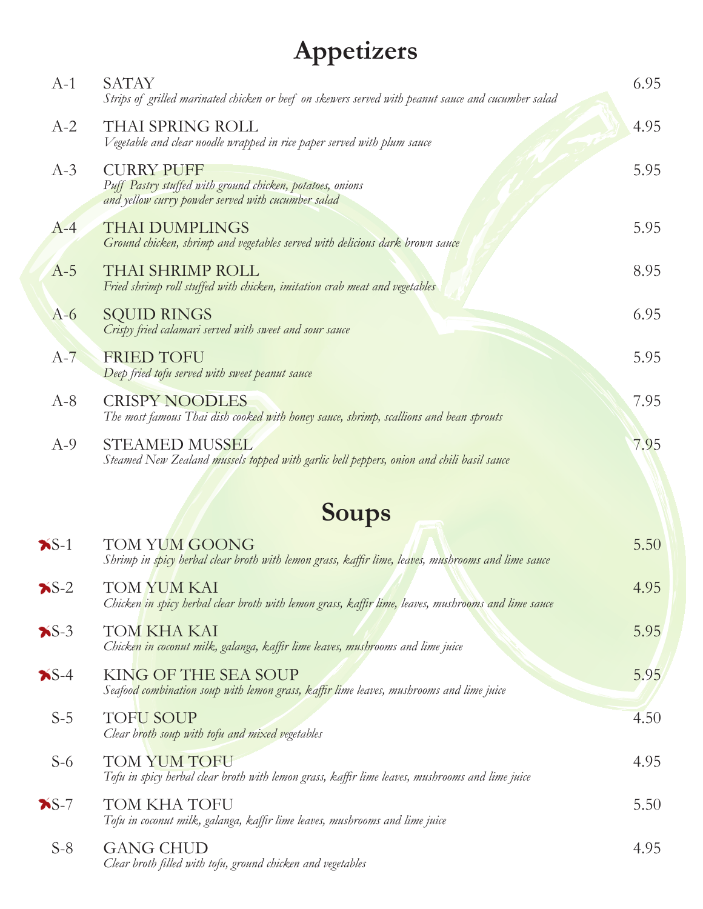# Appetizers

A-1 SATAY — 6.95
*Strips of grilled marinated chicken or beef on skewers served with peanut sauce and cucumber salad*

A-2 THAI SPRING ROLL — 4.95
*Vegetable and clear noodle wrapped in rice paper served with plum sauce*

A-3 CURRY PUFF — 5.95
*Puff Pastry stuffed with ground chicken, potatoes, onions and yellow curry powder served with cucumber salad*

A-4 THAI DUMPLINGS — 5.95
*Ground chicken, shrimp and vegetables served with delicious dark brown sauce*

A-5 THAI SHRIMP ROLL — 8.95
*Fried shrimp roll stuffed with chicken, imitation crab meat and vegetables*

A-6 SQUID RINGS — 6.95
*Crispy fried calamari served with sweet and sour sauce*

A-7 FRIED TOFU — 5.95
*Deep fried tofu served with sweet peanut sauce*

A-8 CRISPY NOODLES — 7.95
*The most famous Thai dish cooked with honey sauce, shrimp, scallions and bean sprouts*

A-9 STEAMED MUSSEL — 7.95
*Steamed New Zealand mussels topped with garlic bell peppers, onion and chili basil sauce*

# Soups

S-1 TOM YUM GOONG — 5.50
*Shrimp in spicy herbal clear broth with lemon grass, kaffir lime, leaves, mushrooms and lime sauce*

S-2 TOM YUM KAI — 4.95
*Chicken in spicy herbal clear broth with lemon grass, kaffir lime, leaves, mushrooms and lime sauce*

S-3 TOM KHA KAI — 5.95
*Chicken in coconut milk, galanga, kaffir lime leaves, mushrooms and lime juice*

S-4 KING OF THE SEA SOUP — 5.95
*Seafood combination soup with lemon grass, kaffir lime leaves, mushrooms and lime juice*

S-5 TOFU SOUP — 4.50
*Clear broth soup with tofu and mixed vegetables*

S-6 TOM YUM TOFU — 4.95
*Tofu in spicy herbal clear broth with lemon grass, kaffir lime leaves, mushrooms and lime juice*

S-7 TOM KHA TOFU — 5.50
*Tofu in coconut milk, galanga, kaffir lime leaves, mushrooms and lime juice*

S-8 GANG CHUD — 4.95
*Clear broth filled with tofu, ground chicken and vegetables*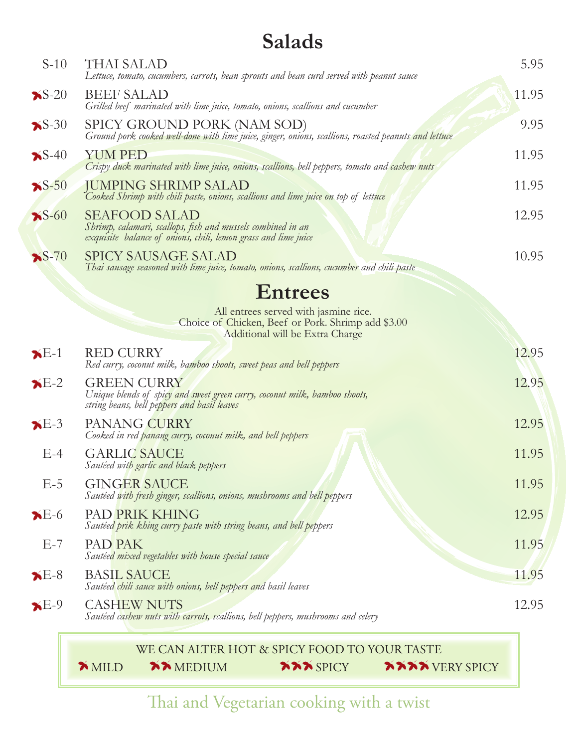## Salads

| Item | Name | Price |
|---|---|---|
| S-10 | THAI SALAD<br>*Lettuce, tomato, cucumbers, carrots, bean sprouts and bean curd served with peanut sauce* | 5.95 |
| 🌶S-20 | BEEF SALAD<br>*Grilled beef marinated with lime juice, tomato, onions, scallions and cucumber* | 11.95 |
| 🌶S-30 | SPICY GROUND PORK (NAM SOD)<br>*Ground pork cooked well-done with lime juice, ginger, onions, scallions, roasted peanuts and lettuce* | 9.95 |
| 🌶S-40 | YUM PED<br>*Crispy duck marinated with lime juice, onions, scallions, bell peppers, tomato and cashew nuts* | 11.95 |
| 🌶S-50 | JUMPING SHRIMP SALAD<br>*Cooked Shrimp with chili paste, onions, scallions and lime juice on top of lettuce* | 11.95 |
| 🌶S-60 | SEAFOOD SALAD<br>*Shrimp, calamari, scallops, fish and mussels combined in an exquisite balance of onions, chili, lemon grass and lime juice* | 12.95 |
| 🌶S-70 | SPICY SAUSAGE SALAD<br>*Thai sausage seasoned with lime juice, tomato, onions, scallions, cucumber and chili paste* | 10.95 |

## Entrees

All entrees served with jasmine rice.
Choice of Chicken, Beef or Pork. Shrimp add $3.00
Additional will be Extra Charge

| Item | Name | Price |
|---|---|---|
| 🌶E-1 | RED CURRY<br>*Red curry, coconut milk, bamboo shoots, sweet peas and bell peppers* | 12.95 |
| 🌶E-2 | GREEN CURRY<br>*Unique blends of spicy and sweet green curry, coconut milk, bamboo shoots, string beans, bell peppers and basil leaves* | 12.95 |
| 🌶E-3 | PANANG CURRY<br>*Cooked in red panang curry, coconut milk, and bell peppers* | 12.95 |
| E-4 | GARLIC SAUCE<br>*Sautéed with garlic and black peppers* | 11.95 |
| E-5 | GINGER SAUCE<br>*Sautéed with fresh ginger, scallions, onions, mushrooms and bell peppers* | 11.95 |
| 🌶E-6 | PAD PRIK KHING<br>*Sautéed prik khing curry paste with string beans, and bell peppers* | 12.95 |
| E-7 | PAD PAK<br>*Sautéed mixed vegetables with house special sauce* | 11.95 |
| 🌶E-8 | BASIL SAUCE<br>*Sautéed chili sauce with onions, bell peppers and basil leaves* | 11.95 |
| 🌶E-9 | CASHEW NUTS<br>*Sautéed cashew nuts with carrots, scallions, bell peppers, mushrooms and celery* | 12.95 |

WE CAN ALTER HOT & SPICY FOOD TO YOUR TASTE

🌶 MILD 🌶🌶 MEDIUM 🌶🌶🌶 SPICY 🌶🌶🌶🌶 VERY SPICY

Thai and Vegetarian cooking with a twist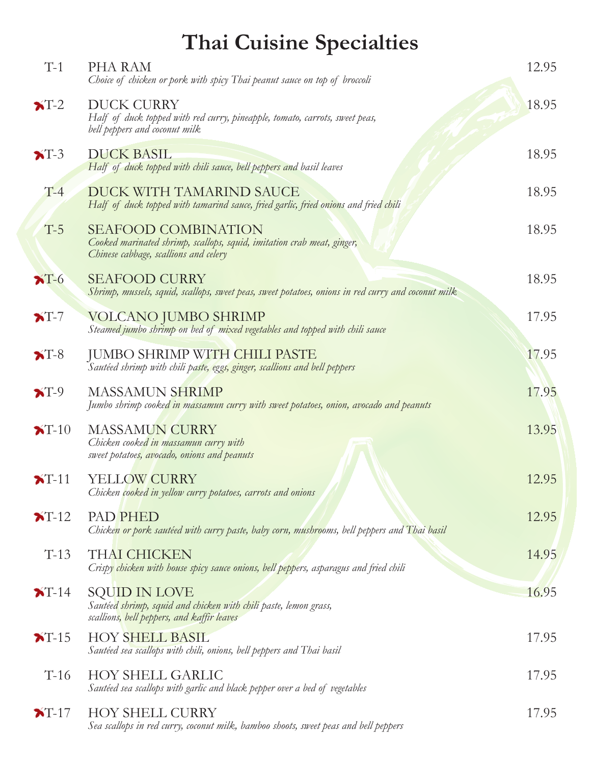# Thai Cuisine Specialties

| | Item | Price |
|---|---|---|
| T-1 | PHA RAM<br>*Choice of chicken or pork with spicy Thai peanut sauce on top of broccoli* | 12.95 |
| T-2 | DUCK CURRY<br>*Half of duck topped with red curry, pineapple, tomato, carrots, sweet peas, bell peppers and coconut milk* | 18.95 |
| T-3 | DUCK BASIL<br>*Half of duck topped with chili sauce, bell peppers and basil leaves* | 18.95 |
| T-4 | DUCK WITH TAMARIND SAUCE<br>*Half of duck topped with tamarind sauce, fried garlic, fried onions and fried chili* | 18.95 |
| T-5 | SEAFOOD COMBINATION<br>*Cooked marinated shrimp, scallops, squid, imitation crab meat, ginger, Chinese cabbage, scallions and celery* | 18.95 |
| T-6 | SEAFOOD CURRY<br>*Shrimp, mussels, squid, scallops, sweet peas, sweet potatoes, onions in red curry and coconut milk* | 18.95 |
| T-7 | VOLCANO JUMBO SHRIMP<br>*Steamed jumbo shrimp on bed of mixed vegetables and topped with chili sauce* | 17.95 |
| T-8 | JUMBO SHRIMP WITH CHILI PASTE<br>*Sautéed shrimp with chili paste, eggs, ginger, scallions and bell peppers* | 17.95 |
| T-9 | MASSAMUN SHRIMP<br>*Jumbo shrimp cooked in massamun curry with sweet potatoes, onion, avocado and peanuts* | 17.95 |
| T-10 | MASSAMUN CURRY<br>*Chicken cooked in massamun curry with sweet potatoes, avocado, onions and peanuts* | 13.95 |
| T-11 | YELLOW CURRY<br>*Chicken cooked in yellow curry potatoes, carrots and onions* | 12.95 |
| T-12 | PAD PHED<br>*Chicken or pork sautéed with curry paste, baby corn, mushrooms, bell peppers and Thai basil* | 12.95 |
| T-13 | THAI CHICKEN<br>*Crispy chicken with house spicy sauce onions, bell peppers, asparagus and fried chili* | 14.95 |
| T-14 | SQUID IN LOVE<br>*Sautéed shrimp, squid and chicken with chili paste, lemon grass, scallions, bell peppers, and kaffir leaves* | 16.95 |
| T-15 | HOY SHELL BASIL<br>*Sautéed sea scallops with chili, onions, bell peppers and Thai basil* | 17.95 |
| T-16 | HOY SHELL GARLIC<br>*Sautéed sea scallops with garlic and black pepper over a bed of vegetables* | 17.95 |
| T-17 | HOY SHELL CURRY<br>*Sea scallops in red curry, coconut milk, bamboo shoots, sweet peas and bell peppers* | 17.95 |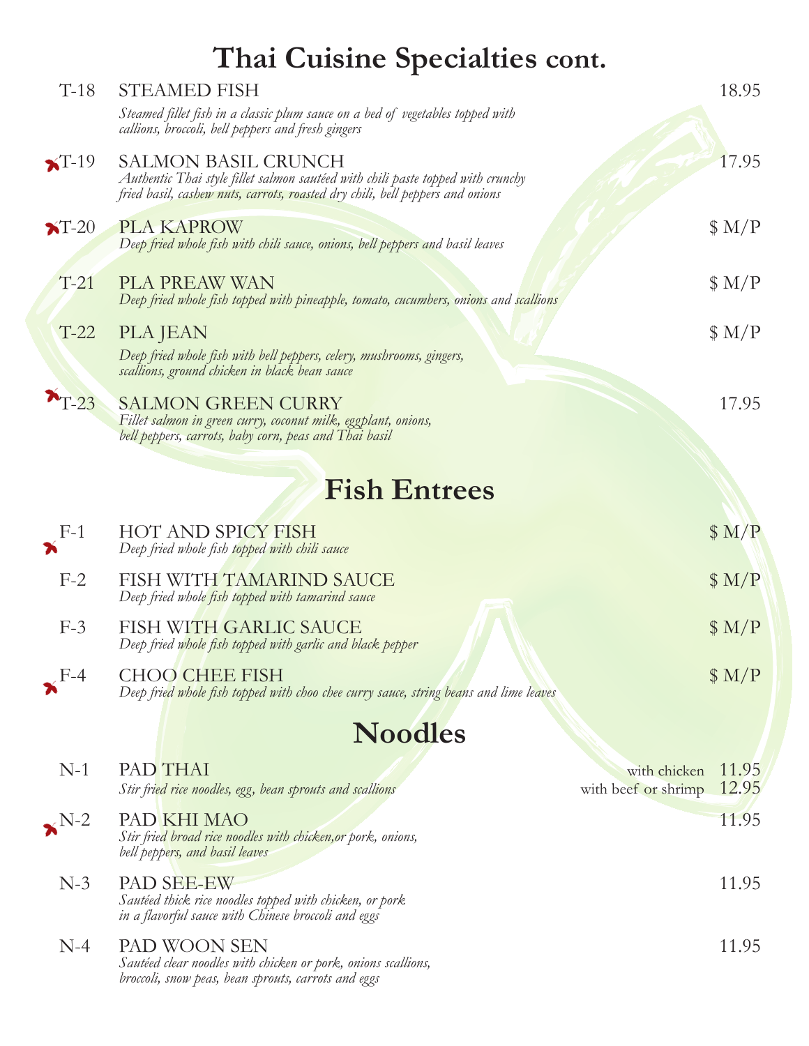# Thai Cuisine Specialties cont.

**T-18 STEAMED FISH** — 18.95
*Steamed fillet fish in a classic plum sauce on a bed of vegetables topped with callions, broccoli, bell peppers and fresh gingers*

**T-19 SALMON BASIL CRUNCH** — 17.95
*Authentic Thai style fillet salmon sautéed with chili paste topped with crunchy fried basil, cashew nuts, carrots, roasted dry chili, bell peppers and onions*

**T-20 PLA KAPROW** — $ M/P
*Deep fried whole fish with chili sauce, onions, bell peppers and basil leaves*

**T-21 PLA PREAW WAN** — $ M/P
*Deep fried whole fish topped with pineapple, tomato, cucumbers, onions and scallions*

**T-22 PLA JEAN** — $ M/P
*Deep fried whole fish with bell peppers, celery, mushrooms, gingers, scallions, ground chicken in black bean sauce*

**T-23 SALMON GREEN CURRY** — 17.95
*Fillet salmon in green curry, coconut milk, eggplant, onions, bell peppers, carrots, baby corn, peas and Thai basil*

# Fish Entrees

**F-1 HOT AND SPICY FISH** — $ M/P
*Deep fried whole fish topped with chili sauce*

**F-2 FISH WITH TAMARIND SAUCE** — $ M/P
*Deep fried whole fish topped with tamarind sauce*

**F-3 FISH WITH GARLIC SAUCE** — $ M/P
*Deep fried whole fish topped with garlic and black pepper*

**F-4 CHOO CHEE FISH** — $ M/P
*Deep fried whole fish topped with choo chee curry sauce, string beans and lime leaves*

# Noodles

**N-1 PAD THAI** — with chicken 11.95 / with beef or shrimp 12.95
*Stir fried rice noodles, egg, bean sprouts and scallions*

**N-2 PAD KHI MAO** — 11.95
*Stir fried broad rice noodles with chicken,or pork, onions, bell peppers, and basil leaves*

**N-3 PAD SEE-EW** — 11.95
*Sautéed thick rice noodles topped with chicken, or pork in a flavorful sauce with Chinese broccoli and eggs*

**N-4 PAD WOON SEN** — 11.95
*Sautéed clear noodles with chicken or pork, onions scallions, broccoli, snow peas, bean sprouts, carrots and eggs*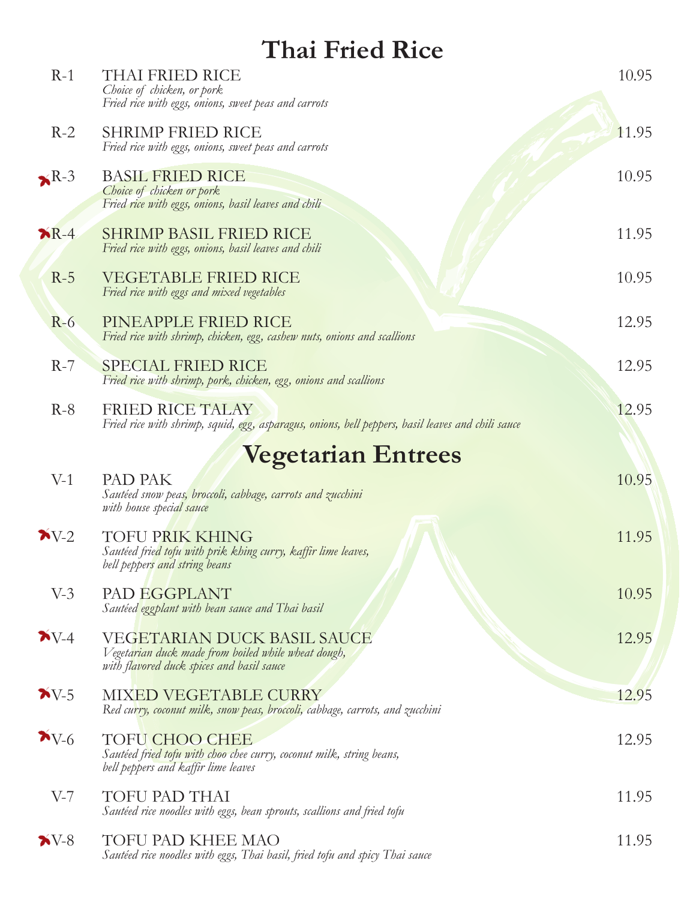# Thai Fried Rice

R-1 THAI FRIED RICE — 10.95
*Choice of chicken, or pork*
*Fried rice with eggs, onions, sweet peas and carrots*

R-2 SHRIMP FRIED RICE — 11.95
*Fried rice with eggs, onions, sweet peas and carrots*

R-3 BASIL FRIED RICE — 10.95
*Choice of chicken or pork*
*Fried rice with eggs, onions, basil leaves and chili*

R-4 SHRIMP BASIL FRIED RICE — 11.95
*Fried rice with eggs, onions, basil leaves and chili*

R-5 VEGETABLE FRIED RICE — 10.95
*Fried rice with eggs and mixed vegetables*

R-6 PINEAPPLE FRIED RICE — 12.95
*Fried rice with shrimp, chicken, egg, cashew nuts, onions and scallions*

R-7 SPECIAL FRIED RICE — 12.95
*Fried rice with shrimp, pork, chicken, egg, onions and scallions*

R-8 FRIED RICE TALAY — 12.95
*Fried rice with shrimp, squid, egg, asparagus, onions, bell peppers, basil leaves and chili sauce*

# Vegetarian Entrees

V-1 PAD PAK — 10.95
*Sautéed snow peas, broccoli, cabbage, carrots and zucchini with house special sauce*

V-2 TOFU PRIK KHING — 11.95
*Sautéed fried tofu with prik khing curry, kaffir lime leaves, bell peppers and string beans*

V-3 PAD EGGPLANT — 10.95
*Sautéed eggplant with bean sauce and Thai basil*

V-4 VEGETARIAN DUCK BASIL SAUCE — 12.95
*Vegetarian duck made from boiled while wheat dough, with flavored duck spices and basil sauce*

V-5 MIXED VEGETABLE CURRY — 12.95
*Red curry, coconut milk, snow peas, broccoli, cabbage, carrots, and zucchini*

V-6 TOFU CHOO CHEE — 12.95
*Sautéed fried tofu with choo chee curry, coconut milk, string beans, bell peppers and kaffir lime leaves*

V-7 TOFU PAD THAI — 11.95
*Sautéed rice noodles with eggs, bean sprouts, scallions and fried tofu*

V-8 TOFU PAD KHEE MAO — 11.95
*Sautéed rice noodles with eggs, Thai basil, fried tofu and spicy Thai sauce*